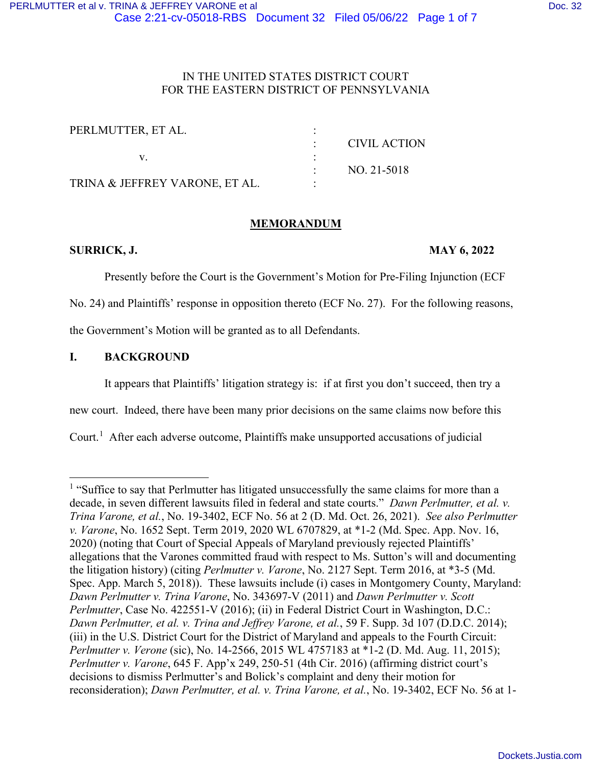IN THE UNITED STATES DISTRICT COURT
FOR THE EASTERN DISTRICT OF PENNSYLVANIA

| | | |
|---|---|---|
| PERLMUTTER, ET AL. | : | |
| | : | CIVIL ACTION |
| v. | : | |
| | : | NO. 21-5018 |
| TRINA & JEFFREY VARONE, ET AL. | : | |

## MEMORANDUM

**SURRICK, J.** **MAY 6, 2022**

Presently before the Court is the Government's Motion for Pre-Filing Injunction (ECF No. 24) and Plaintiffs' response in opposition thereto (ECF No. 27). For the following reasons, the Government's Motion will be granted as to all Defendants.

## I. BACKGROUND

It appears that Plaintiffs' litigation strategy is: if at first you don't succeed, then try a new court. Indeed, there have been many prior decisions on the same claims now before this Court.[1] After each adverse outcome, Plaintiffs make unsupported accusations of judicial

---

[1] "Suffice to say that Perlmutter has litigated unsuccessfully the same claims for more than a decade, in seven different lawsuits filed in federal and state courts." *Dawn Perlmutter, et al. v. Trina Varone, et al.*, No. 19-3402, ECF No. 56 at 2 (D. Md. Oct. 26, 2021). *See also Perlmutter v. Varone*, No. 1652 Sept. Term 2019, 2020 WL 6707829, at *1-2 (Md. Spec. App. Nov. 16, 2020) (noting that Court of Special Appeals of Maryland previously rejected Plaintiffs' allegations that the Varones committed fraud with respect to Ms. Sutton's will and documenting the litigation history) (citing *Perlmutter v. Varone*, No. 2127 Sept. Term 2016, at *3-5 (Md. Spec. App. March 5, 2018)). These lawsuits include (i) cases in Montgomery County, Maryland: *Dawn Perlmutter v. Trina Varone*, No. 343697-V (2011) and *Dawn Perlmutter v. Scott Perlmutter*, Case No. 422551-V (2016); (ii) in Federal District Court in Washington, D.C.: *Dawn Perlmutter, et al. v. Trina and Jeffrey Varone, et al.*, 59 F. Supp. 3d 107 (D.D.C. 2014); (iii) in the U.S. District Court for the District of Maryland and appeals to the Fourth Circuit: *Perlmutter v. Verone* (sic), No. 14-2566, 2015 WL 4757183 at *1-2 (D. Md. Aug. 11, 2015); *Perlmutter v. Varone*, 645 F. App'x 249, 250-51 (4th Cir. 2016) (affirming district court's decisions to dismiss Perlmutter's and Bolick's complaint and deny their motion for reconsideration); *Dawn Perlmutter, et al. v. Trina Varone, et al.*, No. 19-3402, ECF No. 56 at 1-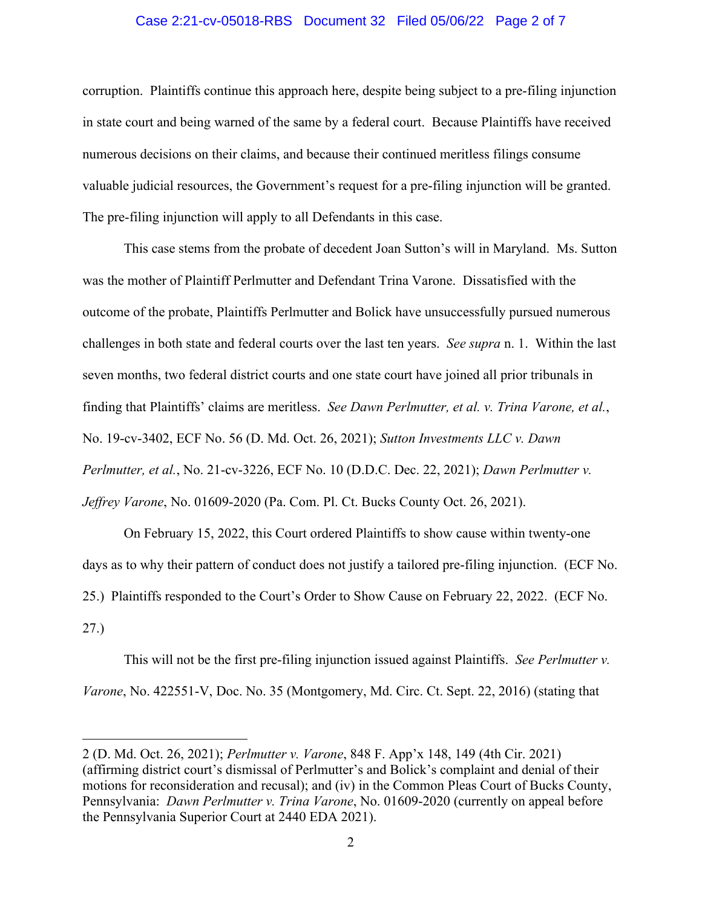corruption. Plaintiffs continue this approach here, despite being subject to a pre-filing injunction in state court and being warned of the same by a federal court. Because Plaintiffs have received numerous decisions on their claims, and because their continued meritless filings consume valuable judicial resources, the Government's request for a pre-filing injunction will be granted. The pre-filing injunction will apply to all Defendants in this case.

This case stems from the probate of decedent Joan Sutton's will in Maryland. Ms. Sutton was the mother of Plaintiff Perlmutter and Defendant Trina Varone. Dissatisfied with the outcome of the probate, Plaintiffs Perlmutter and Bolick have unsuccessfully pursued numerous challenges in both state and federal courts over the last ten years. *See supra* n. 1. Within the last seven months, two federal district courts and one state court have joined all prior tribunals in finding that Plaintiffs' claims are meritless. *See Dawn Perlmutter, et al. v. Trina Varone, et al.*, No. 19-cv-3402, ECF No. 56 (D. Md. Oct. 26, 2021); *Sutton Investments LLC v. Dawn Perlmutter, et al.*, No. 21-cv-3226, ECF No. 10 (D.D.C. Dec. 22, 2021); *Dawn Perlmutter v. Jeffrey Varone*, No. 01609-2020 (Pa. Com. Pl. Ct. Bucks County Oct. 26, 2021).

On February 15, 2022, this Court ordered Plaintiffs to show cause within twenty-one days as to why their pattern of conduct does not justify a tailored pre-filing injunction. (ECF No. 25.) Plaintiffs responded to the Court's Order to Show Cause on February 22, 2022. (ECF No. 27.)

This will not be the first pre-filing injunction issued against Plaintiffs. *See Perlmutter v. Varone*, No. 422551-V, Doc. No. 35 (Montgomery, Md. Circ. Ct. Sept. 22, 2016) (stating that

---

2 (D. Md. Oct. 26, 2021); *Perlmutter v. Varone*, 848 F. App'x 148, 149 (4th Cir. 2021) (affirming district court's dismissal of Perlmutter's and Bolick's complaint and denial of their motions for reconsideration and recusal); and (iv) in the Common Pleas Court of Bucks County, Pennsylvania: *Dawn Perlmutter v. Trina Varone*, No. 01609-2020 (currently on appeal before the Pennsylvania Superior Court at 2440 EDA 2021).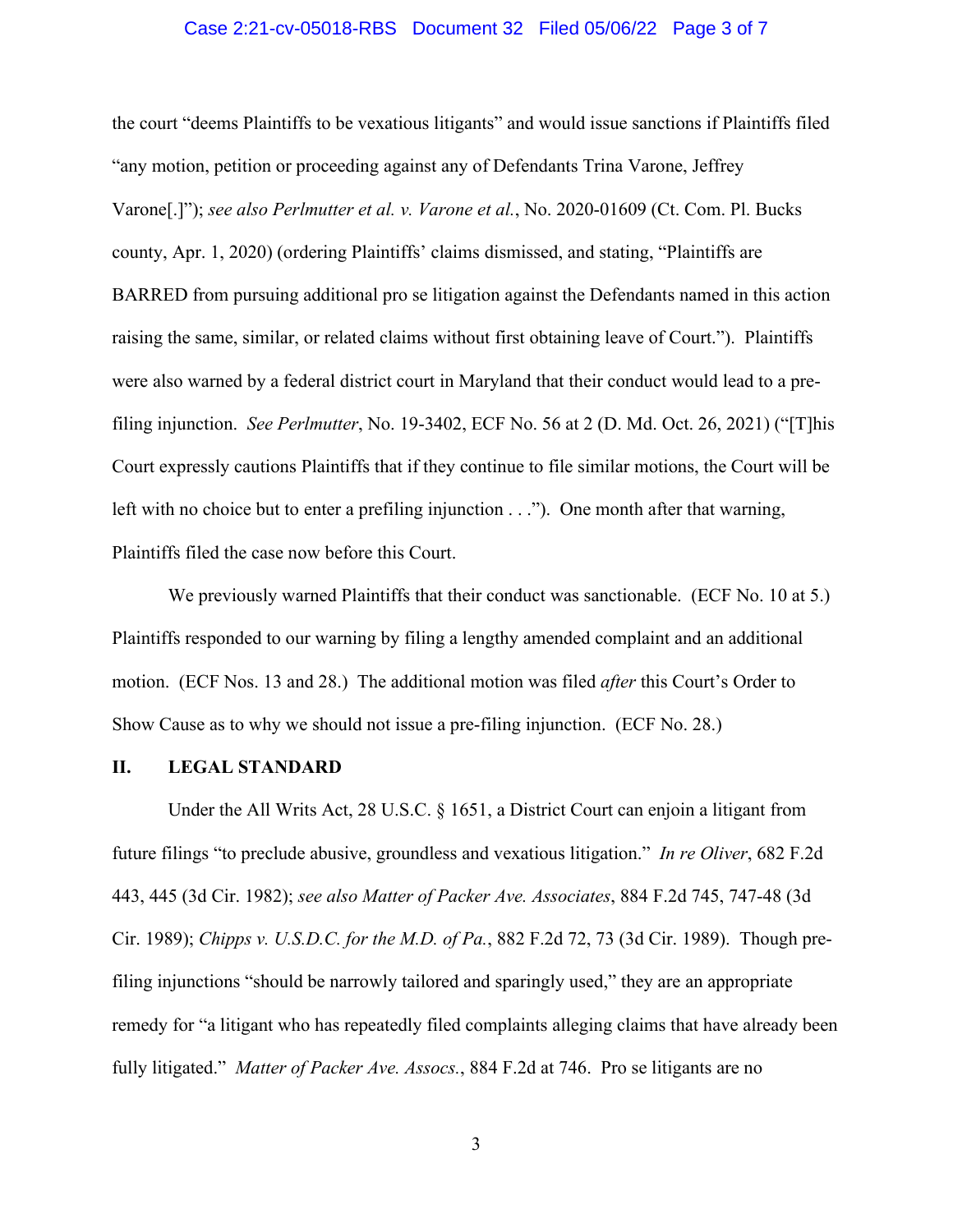the court "deems Plaintiffs to be vexatious litigants" and would issue sanctions if Plaintiffs filed "any motion, petition or proceeding against any of Defendants Trina Varone, Jeffrey Varone[.]"); *see also Perlmutter et al. v. Varone et al.*, No. 2020-01609 (Ct. Com. Pl. Bucks county, Apr. 1, 2020) (ordering Plaintiffs' claims dismissed, and stating, "Plaintiffs are BARRED from pursuing additional pro se litigation against the Defendants named in this action raising the same, similar, or related claims without first obtaining leave of Court."). Plaintiffs were also warned by a federal district court in Maryland that their conduct would lead to a pre-filing injunction. *See Perlmutter*, No. 19-3402, ECF No. 56 at 2 (D. Md. Oct. 26, 2021) ("[T]his Court expressly cautions Plaintiffs that if they continue to file similar motions, the Court will be left with no choice but to enter a prefiling injunction . . ."). One month after that warning, Plaintiffs filed the case now before this Court.

We previously warned Plaintiffs that their conduct was sanctionable. (ECF No. 10 at 5.) Plaintiffs responded to our warning by filing a lengthy amended complaint and an additional motion. (ECF Nos. 13 and 28.) The additional motion was filed *after* this Court's Order to Show Cause as to why we should not issue a pre-filing injunction. (ECF No. 28.)

## II. LEGAL STANDARD

Under the All Writs Act, 28 U.S.C. § 1651, a District Court can enjoin a litigant from future filings "to preclude abusive, groundless and vexatious litigation." *In re Oliver*, 682 F.2d 443, 445 (3d Cir. 1982); *see also Matter of Packer Ave. Associates*, 884 F.2d 745, 747-48 (3d Cir. 1989); *Chipps v. U.S.D.C. for the M.D. of Pa.*, 882 F.2d 72, 73 (3d Cir. 1989). Though pre-filing injunctions "should be narrowly tailored and sparingly used," they are an appropriate remedy for "a litigant who has repeatedly filed complaints alleging claims that have already been fully litigated." *Matter of Packer Ave. Assocs.*, 884 F.2d at 746. Pro se litigants are no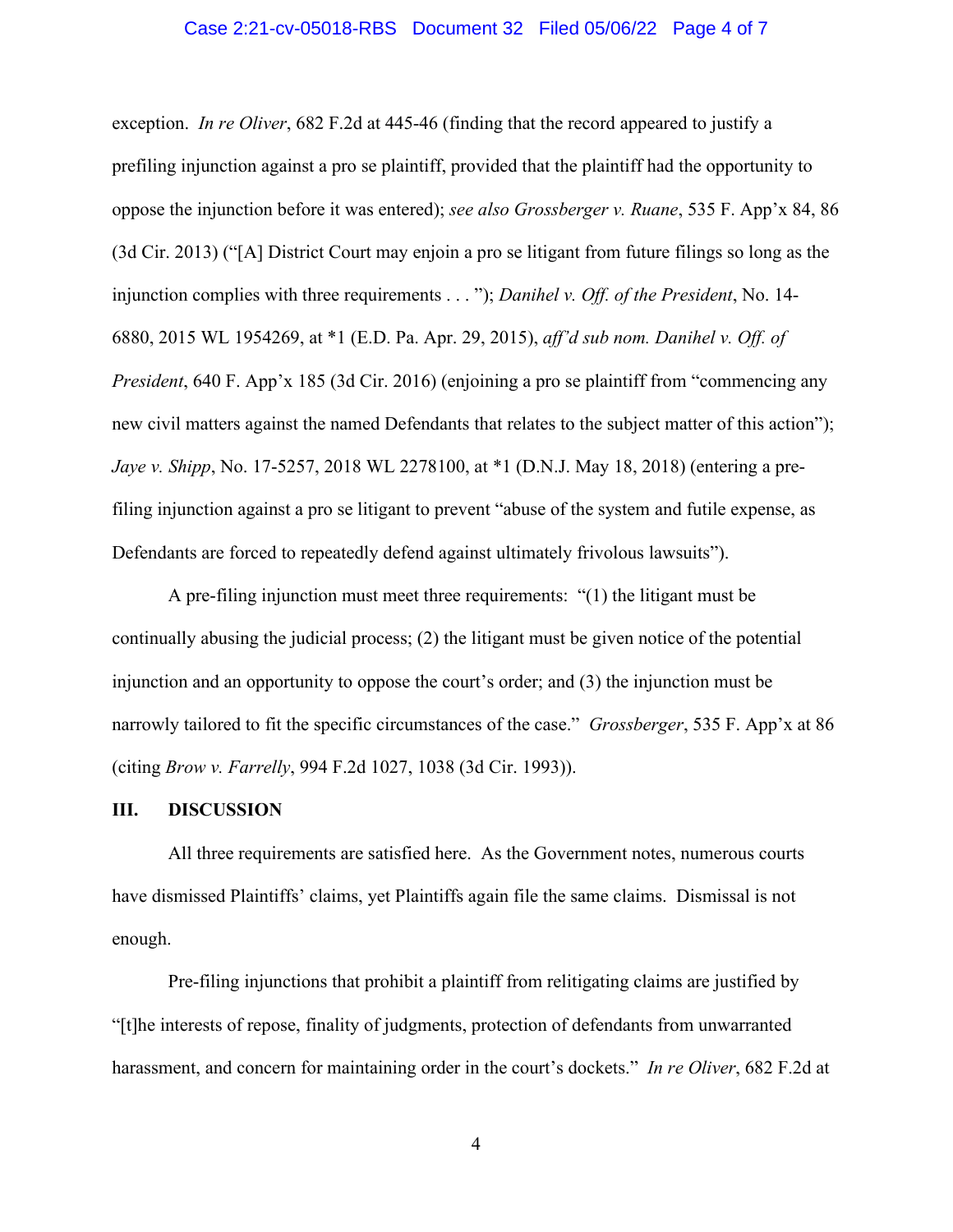exception. *In re Oliver*, 682 F.2d at 445-46 (finding that the record appeared to justify a prefiling injunction against a pro se plaintiff, provided that the plaintiff had the opportunity to oppose the injunction before it was entered); *see also Grossberger v. Ruane*, 535 F. App'x 84, 86 (3d Cir. 2013) ("[A] District Court may enjoin a pro se litigant from future filings so long as the injunction complies with three requirements . . . "); *Danihel v. Off. of the President*, No. 14-6880, 2015 WL 1954269, at *1 (E.D. Pa. Apr. 29, 2015), *aff'd sub nom. Danihel v. Off. of President*, 640 F. App'x 185 (3d Cir. 2016) (enjoining a pro se plaintiff from "commencing any new civil matters against the named Defendants that relates to the subject matter of this action"); *Jaye v. Shipp*, No. 17-5257, 2018 WL 2278100, at *1 (D.N.J. May 18, 2018) (entering a pre-filing injunction against a pro se litigant to prevent "abuse of the system and futile expense, as Defendants are forced to repeatedly defend against ultimately frivolous lawsuits").

A pre-filing injunction must meet three requirements: "(1) the litigant must be continually abusing the judicial process; (2) the litigant must be given notice of the potential injunction and an opportunity to oppose the court's order; and (3) the injunction must be narrowly tailored to fit the specific circumstances of the case." *Grossberger*, 535 F. App'x at 86 (citing *Brow v. Farrelly*, 994 F.2d 1027, 1038 (3d Cir. 1993)).

## III. DISCUSSION

All three requirements are satisfied here. As the Government notes, numerous courts have dismissed Plaintiffs' claims, yet Plaintiffs again file the same claims. Dismissal is not enough.

Pre-filing injunctions that prohibit a plaintiff from relitigating claims are justified by "[t]he interests of repose, finality of judgments, protection of defendants from unwarranted harassment, and concern for maintaining order in the court's dockets." *In re Oliver*, 682 F.2d at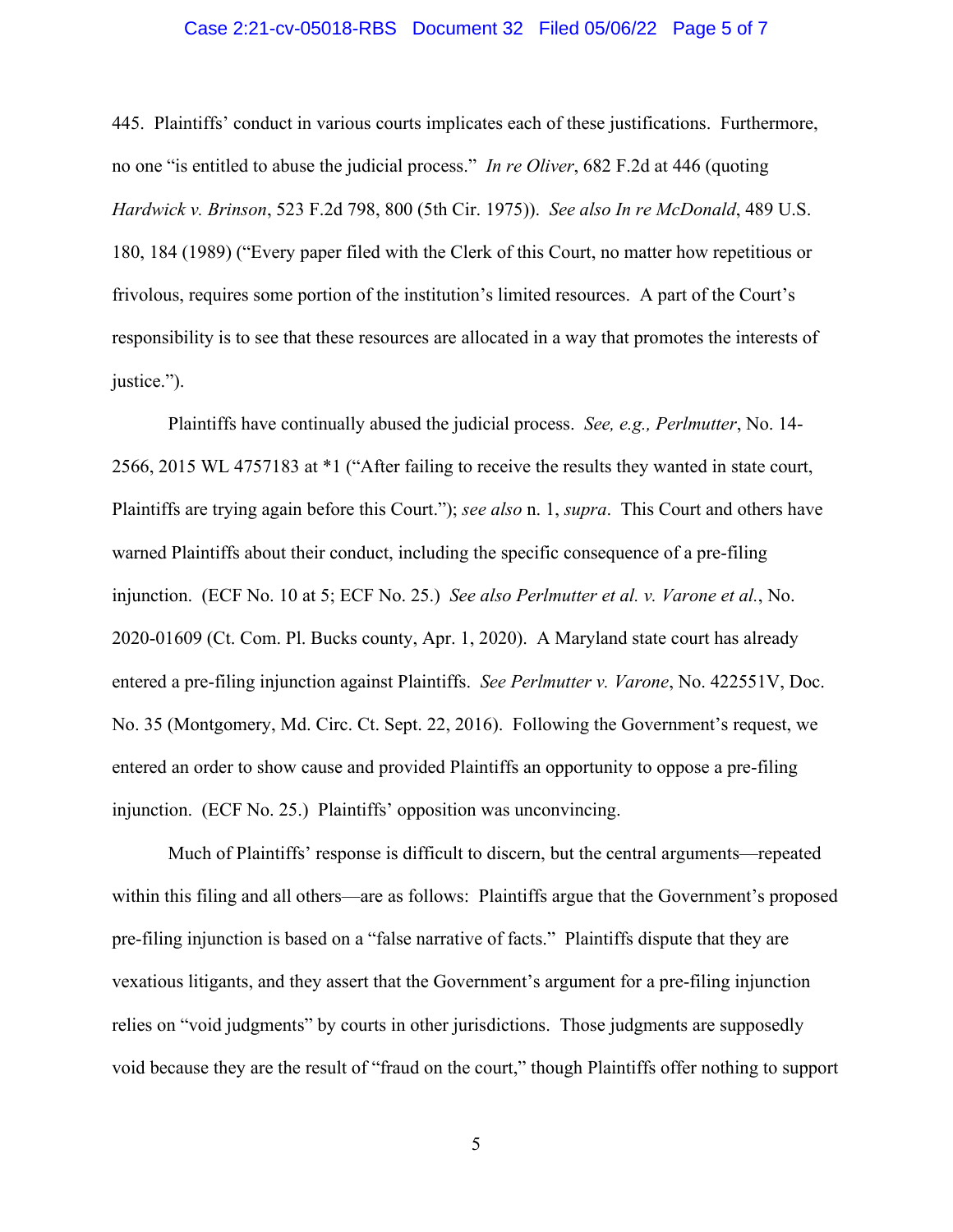445. Plaintiffs' conduct in various courts implicates each of these justifications. Furthermore, no one "is entitled to abuse the judicial process." *In re Oliver*, 682 F.2d at 446 (quoting *Hardwick v. Brinson*, 523 F.2d 798, 800 (5th Cir. 1975)). *See also In re McDonald*, 489 U.S. 180, 184 (1989) ("Every paper filed with the Clerk of this Court, no matter how repetitious or frivolous, requires some portion of the institution's limited resources. A part of the Court's responsibility is to see that these resources are allocated in a way that promotes the interests of justice.").

Plaintiffs have continually abused the judicial process. *See, e.g., Perlmutter*, No. 14-2566, 2015 WL 4757183 at *1 ("After failing to receive the results they wanted in state court, Plaintiffs are trying again before this Court."); *see also* n. 1, *supra*. This Court and others have warned Plaintiffs about their conduct, including the specific consequence of a pre-filing injunction. (ECF No. 10 at 5; ECF No. 25.) *See also Perlmutter et al. v. Varone et al.*, No. 2020-01609 (Ct. Com. Pl. Bucks county, Apr. 1, 2020). A Maryland state court has already entered a pre-filing injunction against Plaintiffs. *See Perlmutter v. Varone*, No. 422551V, Doc. No. 35 (Montgomery, Md. Circ. Ct. Sept. 22, 2016). Following the Government's request, we entered an order to show cause and provided Plaintiffs an opportunity to oppose a pre-filing injunction. (ECF No. 25.) Plaintiffs' opposition was unconvincing.

Much of Plaintiffs' response is difficult to discern, but the central arguments—repeated within this filing and all others—are as follows: Plaintiffs argue that the Government's proposed pre-filing injunction is based on a "false narrative of facts." Plaintiffs dispute that they are vexatious litigants, and they assert that the Government's argument for a pre-filing injunction relies on "void judgments" by courts in other jurisdictions. Those judgments are supposedly void because they are the result of "fraud on the court," though Plaintiffs offer nothing to support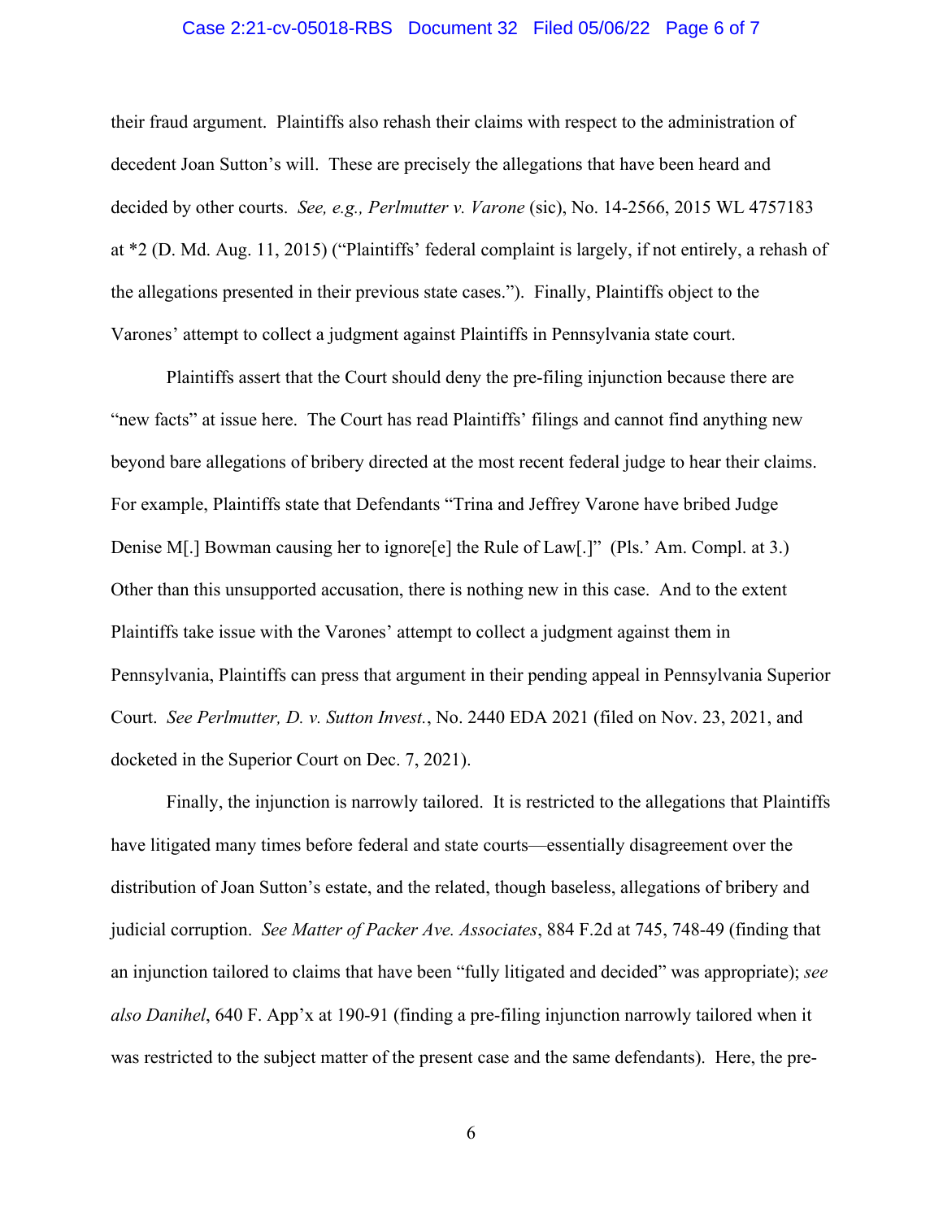their fraud argument. Plaintiffs also rehash their claims with respect to the administration of decedent Joan Sutton's will. These are precisely the allegations that have been heard and decided by other courts. *See, e.g., Perlmutter v. Varone* (sic), No. 14-2566, 2015 WL 4757183 at *2 (D. Md. Aug. 11, 2015) ("Plaintiffs' federal complaint is largely, if not entirely, a rehash of the allegations presented in their previous state cases."). Finally, Plaintiffs object to the Varones' attempt to collect a judgment against Plaintiffs in Pennsylvania state court.

Plaintiffs assert that the Court should deny the pre-filing injunction because there are "new facts" at issue here. The Court has read Plaintiffs' filings and cannot find anything new beyond bare allegations of bribery directed at the most recent federal judge to hear their claims. For example, Plaintiffs state that Defendants "Trina and Jeffrey Varone have bribed Judge Denise M[.] Bowman causing her to ignore[e] the Rule of Law[.]" (Pls.' Am. Compl. at 3.) Other than this unsupported accusation, there is nothing new in this case. And to the extent Plaintiffs take issue with the Varones' attempt to collect a judgment against them in Pennsylvania, Plaintiffs can press that argument in their pending appeal in Pennsylvania Superior Court. *See Perlmutter, D. v. Sutton Invest.*, No. 2440 EDA 2021 (filed on Nov. 23, 2021, and docketed in the Superior Court on Dec. 7, 2021).

Finally, the injunction is narrowly tailored. It is restricted to the allegations that Plaintiffs have litigated many times before federal and state courts—essentially disagreement over the distribution of Joan Sutton's estate, and the related, though baseless, allegations of bribery and judicial corruption. *See Matter of Packer Ave. Associates*, 884 F.2d at 745, 748-49 (finding that an injunction tailored to claims that have been "fully litigated and decided" was appropriate); *see also Danihel*, 640 F. App'x at 190-91 (finding a pre-filing injunction narrowly tailored when it was restricted to the subject matter of the present case and the same defendants). Here, the pre-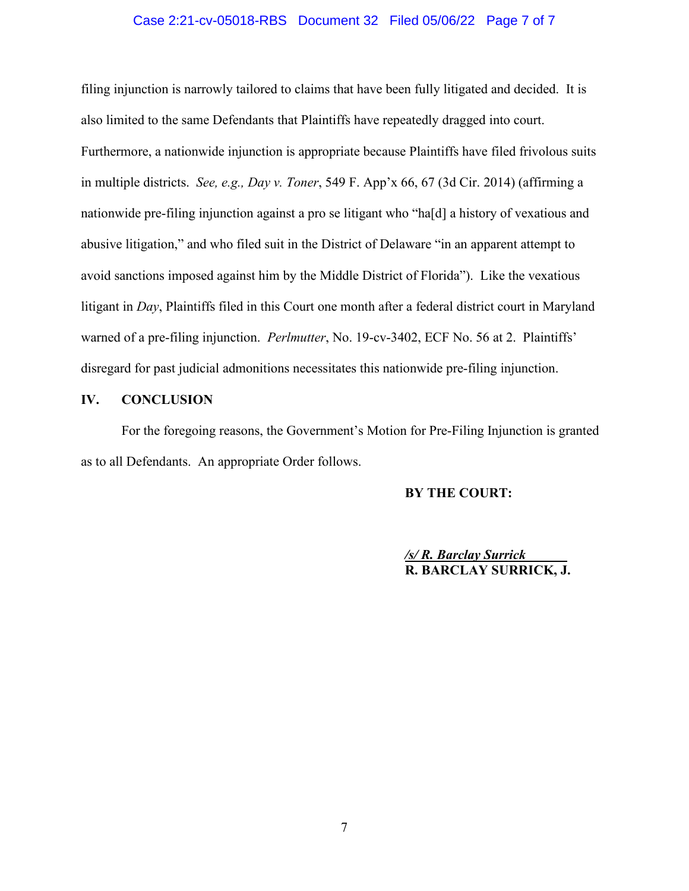filing injunction is narrowly tailored to claims that have been fully litigated and decided. It is also limited to the same Defendants that Plaintiffs have repeatedly dragged into court. Furthermore, a nationwide injunction is appropriate because Plaintiffs have filed frivolous suits in multiple districts. *See, e.g., Day v. Toner*, 549 F. App'x 66, 67 (3d Cir. 2014) (affirming a nationwide pre-filing injunction against a pro se litigant who "ha[d] a history of vexatious and abusive litigation," and who filed suit in the District of Delaware "in an apparent attempt to avoid sanctions imposed against him by the Middle District of Florida"). Like the vexatious litigant in *Day*, Plaintiffs filed in this Court one month after a federal district court in Maryland warned of a pre-filing injunction. *Perlmutter*, No. 19-cv-3402, ECF No. 56 at 2. Plaintiffs' disregard for past judicial admonitions necessitates this nationwide pre-filing injunction.

## IV. CONCLUSION

For the foregoing reasons, the Government's Motion for Pre-Filing Injunction is granted as to all Defendants. An appropriate Order follows.

**BY THE COURT:**

***/s/ R. Barclay Surrick***
**R. BARCLAY SURRICK, J.**